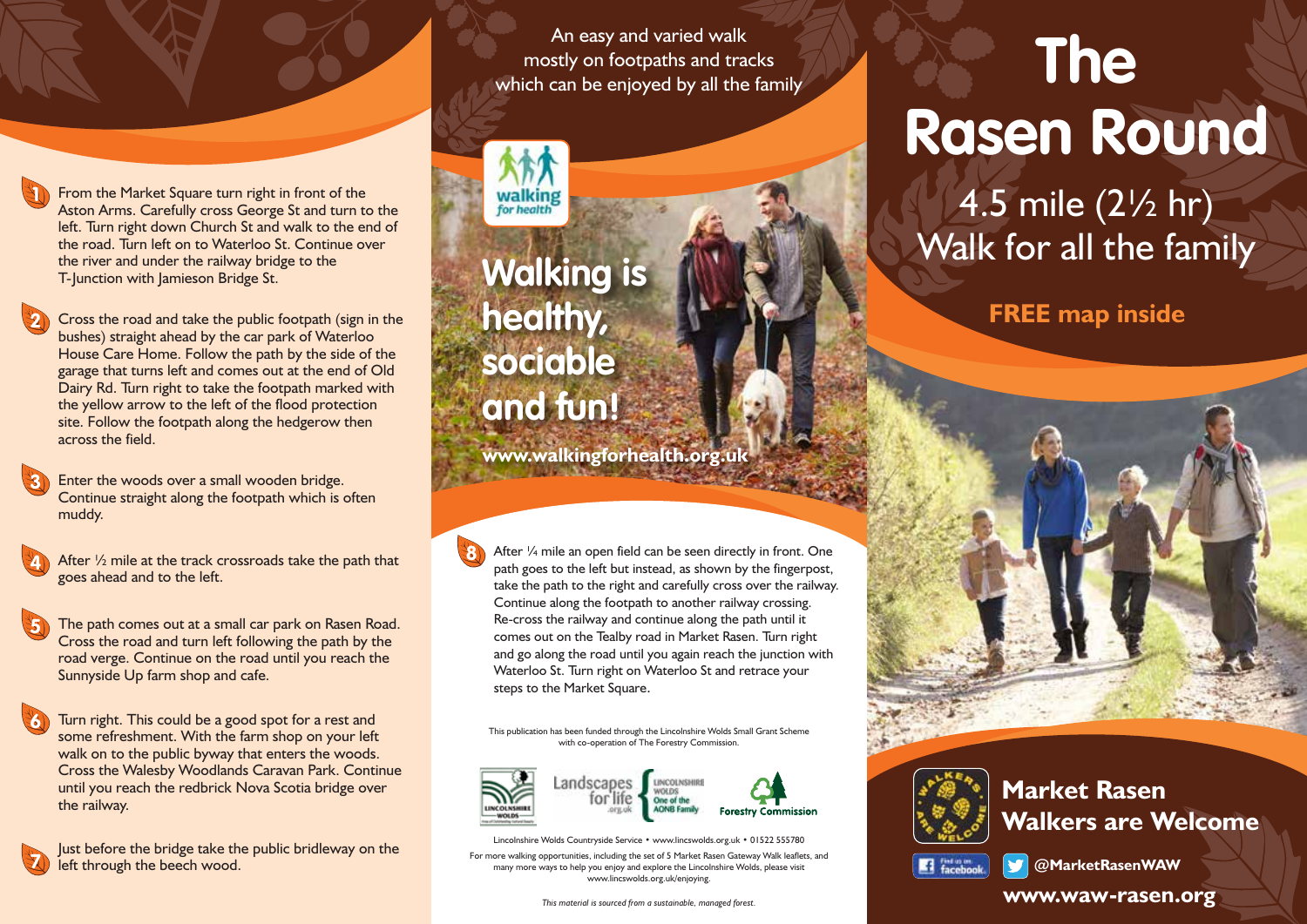1. From the Market Square turn right in front of the Aston Arms. Carefully cross George St and turn to the left. Turn right down Church St and walk to the end of the road. Turn left on to Waterloo St. Continue over the river and under the railway bridge to the T-Junction with Jamieson Bridge St.

2. Cross the road and take the public footpath (sign in the bushes) straight ahead by the car park of Waterloo House Care Home. Follow the path by the side of the garage that turns left and comes out at the end of Old Dairy Rd. Turn right to take the footpath marked with the yellow arrow to the left of the flood protection site. Follow the footpath along the hedgerow then across the field.

3. Enter the woods over a small wooden bridge. Continue straight along the footpath which is often muddy.

4. After ½ mile at the track crossroads take the path that goes ahead and to the left.

5. The path comes out at a small car park on Rasen Road. Cross the road and turn left following the path by the road verge. Continue on the road until you reach the Sunnyside Up farm shop and cafe.

6. Turn right. This could be a good spot for a rest and some refreshment. With the farm shop on your left walk on to the public byway that enters the woods. Cross the Walesby Woodlands Caravan Park. Continue until you reach the redbrick Nova Scotia bridge over the railway.

7. Just before the bridge take the public bridleway on the left through the beech wood.

An easy and varied walk mostly on footpaths and tracks which can be enjoyed by all the family

walking for health

## Walking is healthy, sociable and fun!

www.walkingforhealth.org.uk

8. After ¼ mile an open field can be seen directly in front. One path goes to the left but instead, as shown by the fingerpost, take the path to the right and carefully cross over the railway. Continue along the footpath to another railway crossing. Re-cross the railway and continue along the path until it comes out on the Tealby road in Market Rasen. Turn right and go along the road until you again reach the junction with Waterloo St. Turn right on Waterloo St and retrace your steps to the Market Square.

This publication has been funded through the Lincolnshire Wolds Small Grant Scheme with co-operation of The Forestry Commission.

Lincolnshire Wolds · Landscapes for life .org.uk · Lincolnshire Wolds One of the AONB Family · Forestry Commission

Lincolnshire Wolds Countryside Service • www.lincswolds.org.uk • 01522 555780

For more walking opportunities, including the set of 5 Market Rasen Gateway Walk leaflets, and many more ways to help you enjoy and explore the Lincolnshire Wolds, please visit www.lincswolds.org.uk/enjoying.

*This material is sourced from a sustainable, managed forest.*

# The Rasen Round

## 4.5 mile (2½ hr) Walk for all the family

**FREE map inside**

## Market Rasen Walkers are Welcome

Find us on facebook · @MarketRasenWAW

**www.waw-rasen.org**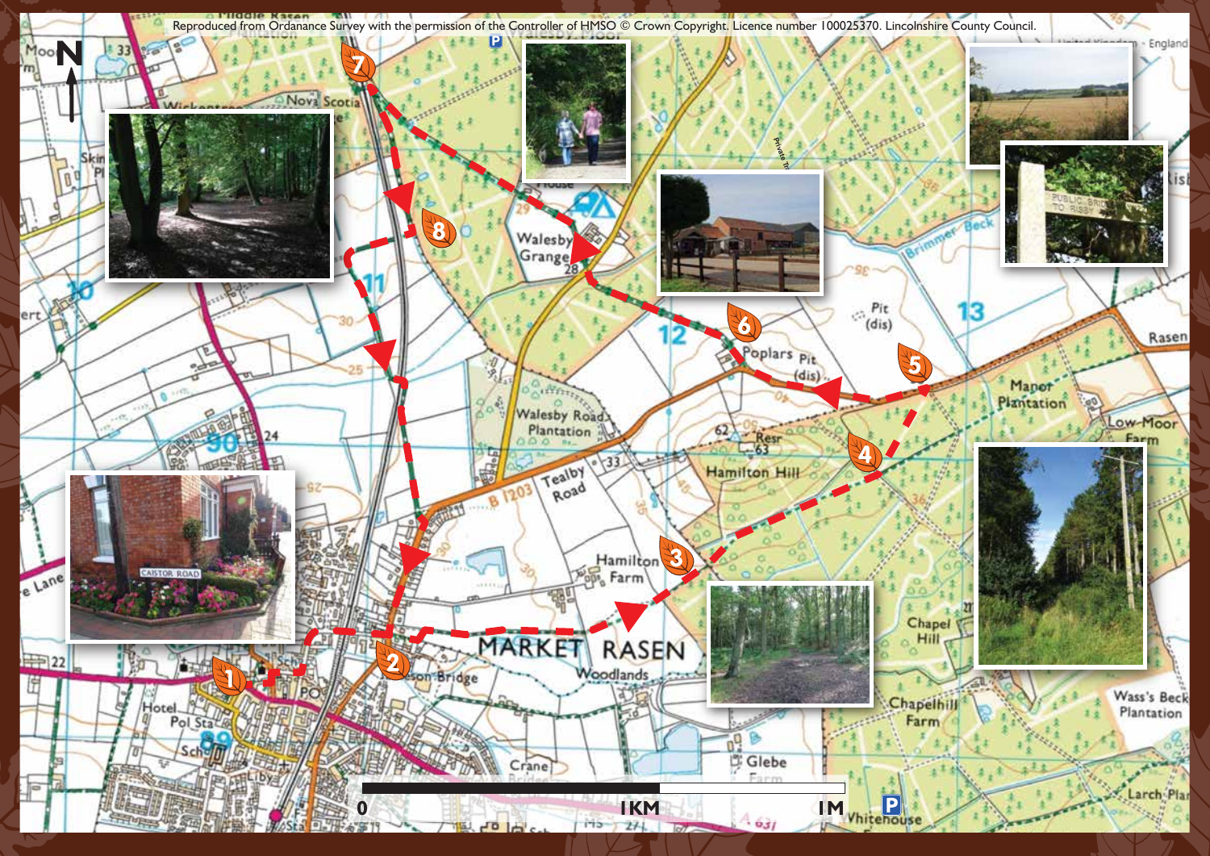Reproduced from Ordanance Survey with the permission of the Controller of HMSO © Crown Copyright. Licence number 100025370. Lincolnshire County Council.